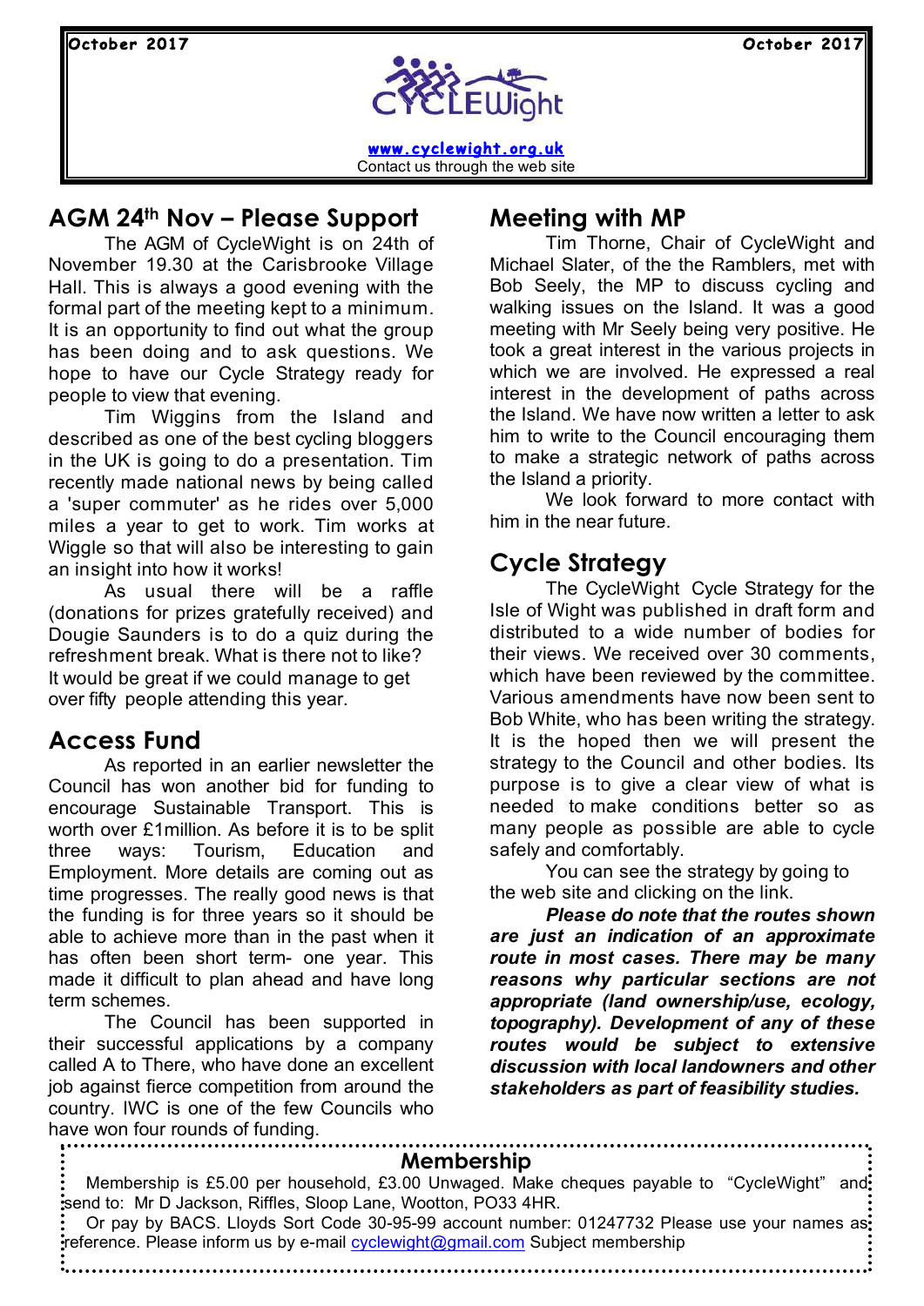October 2017

CYCLEWight

[www.cyclewight.org.uk](http://www.cyclewight.org.uk)
Contact us through the web site

## AGM 24th Nov – Please Support

The AGM of CycleWight is on 24th of November 19.30 at the Carisbrooke Village Hall. This is always a good evening with the formal part of the meeting kept to a minimum. It is an opportunity to find out what the group has been doing and to ask questions. We hope to have our Cycle Strategy ready for people to view that evening.

Tim Wiggins from the Island and described as one of the best cycling bloggers in the UK is going to do a presentation. Tim recently made national news by being called a 'super commuter' as he rides over 5,000 miles a year to get to work. Tim works at Wiggle so that will also be interesting to gain an insight into how it works!

As usual there will be a raffle (donations for prizes gratefully received) and Dougie Saunders is to do a quiz during the refreshment break. What is there not to like? It would be great if we could manage to get over fifty people attending this year.

## Access Fund

As reported in an earlier newsletter the Council has won another bid for funding to encourage Sustainable Transport. This is worth over £1million. As before it is to be split three ways: Tourism, Education and Employment. More details are coming out as time progresses. The really good news is that the funding is for three years so it should be able to achieve more than in the past when it has often been short term- one year. This made it difficult to plan ahead and have long term schemes.

The Council has been supported in their successful applications by a company called A to There, who have done an excellent job against fierce competition from around the country. IWC is one of the few Councils who have won four rounds of funding.

## Meeting with MP

Tim Thorne, Chair of CycleWight and Michael Slater, of the the Ramblers, met with Bob Seely, the MP to discuss cycling and walking issues on the Island. It was a good meeting with Mr Seely being very positive. He took a great interest in the various projects in which we are involved. He expressed a real interest in the development of paths across the Island. We have now written a letter to ask him to write to the Council encouraging them to make a strategic network of paths across the Island a priority.

We look forward to more contact with him in the near future.

## Cycle Strategy

The CycleWight Cycle Strategy for the Isle of Wight was published in draft form and distributed to a wide number of bodies for their views. We received over 30 comments, which have been reviewed by the committee. Various amendments have now been sent to Bob White, who has been writing the strategy. It is the hoped then we will present the strategy to the Council and other bodies. Its purpose is to give a clear view of what is needed to make conditions better so as many people as possible are able to cycle safely and comfortably.

You can see the strategy by going to the web site and clicking on the link.

***Please do note that the routes shown are just an indication of an approximate route in most cases. There may be many reasons why particular sections are not appropriate (land ownership/use, ecology, topography). Development of any of these routes would be subject to extensive discussion with local landowners and other stakeholders as part of feasibility studies.***

## Membership

Membership is £5.00 per household, £3.00 Unwaged. Make cheques payable to "CycleWight" and send to: Mr D Jackson, Riffles, Sloop Lane, Wootton, PO33 4HR.

Or pay by BACS. Lloyds Sort Code 30-95-99 account number: 01247732 Please use your names as reference. Please inform us by e-mail [cyclewight@gmail.com](mailto:cyclewight@gmail.com) Subject membership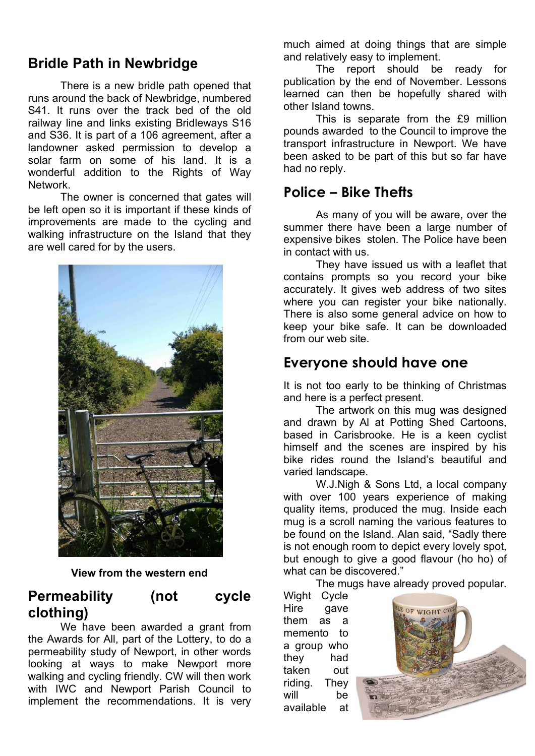## Bridle Path in Newbridge

There is a new bridle path opened that runs around the back of Newbridge, numbered S41. It runs over the track bed of the old railway line and links existing Bridleways S16 and S36. It is part of a 106 agreement, after a landowner asked permission to develop a solar farm on some of his land. It is a wonderful addition to the Rights of Way Network.

The owner is concerned that gates will be left open so it is important if these kinds of improvements are made to the cycling and walking infrastructure on the Island that they are well cared for by the users.

**View from the western end**

## Permeability (not cycle clothing)

We have been awarded a grant from the Awards for All, part of the Lottery, to do a permeability study of Newport, in other words looking at ways to make Newport more walking and cycling friendly. CW will then work with IWC and Newport Parish Council to implement the recommendations. It is very much aimed at doing things that are simple and relatively easy to implement.

The report should be ready for publication by the end of November. Lessons learned can then be hopefully shared with other Island towns.

This is separate from the £9 million pounds awarded to the Council to improve the transport infrastructure in Newport. We have been asked to be part of this but so far have had no reply.

## Police – Bike Thefts

As many of you will be aware, over the summer there have been a large number of expensive bikes stolen. The Police have been in contact with us.

They have issued us with a leaflet that contains prompts so you record your bike accurately. It gives web address of two sites where you can register your bike nationally. There is also some general advice on how to keep your bike safe. It can be downloaded from our web site.

## Everyone should have one

It is not too early to be thinking of Christmas and here is a perfect present.

The artwork on this mug was designed and drawn by Al at Potting Shed Cartoons, based in Carisbrooke. He is a keen cyclist himself and the scenes are inspired by his bike rides round the Island's beautiful and varied landscape.

W.J.Nigh & Sons Ltd, a local company with over 100 years experience of making quality items, produced the mug. Inside each mug is a scroll naming the various features to be found on the Island. Alan said, "Sadly there is not enough room to depict every lovely spot, but enough to give a good flavour (ho ho) of what can be discovered."

The mugs have already proved popular. Wight Cycle Hire gave them as a memento to a group who they had taken out riding. They will be available at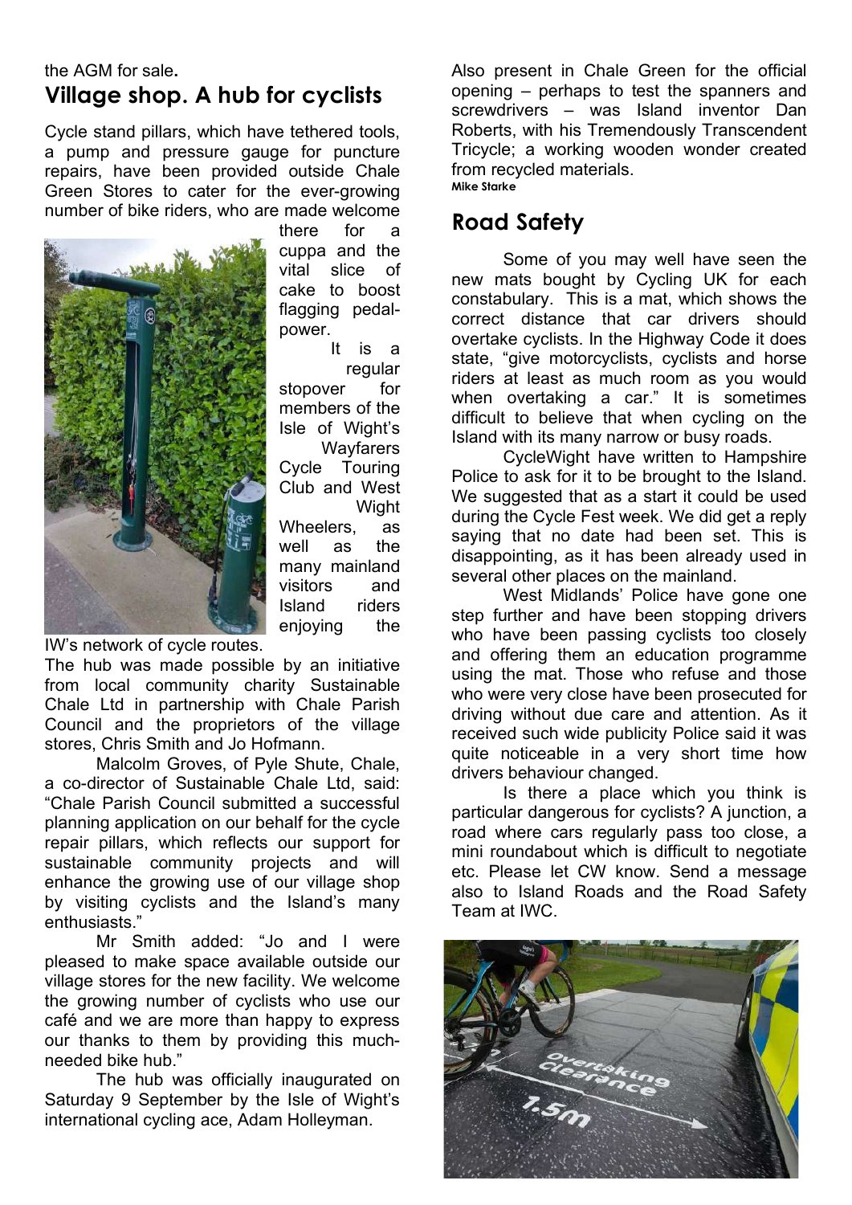the AGM for sale.

## Village shop. A hub for cyclists

Cycle stand pillars, which have tethered tools, a pump and pressure gauge for puncture repairs, have been provided outside Chale Green Stores to cater for the ever-growing number of bike riders, who are made welcome there for a cuppa and the vital slice of cake to boost flagging pedal-power.

It is a regular stopover for members of the Isle of Wight's Wayfarers Cycle Touring Club and West Wight Wheelers, as well as the many mainland visitors and Island riders enjoying the IW's network of cycle routes.

The hub was made possible by an initiative from local community charity Sustainable Chale Ltd in partnership with Chale Parish Council and the proprietors of the village stores, Chris Smith and Jo Hofmann.

Malcolm Groves, of Pyle Shute, Chale, a co-director of Sustainable Chale Ltd, said: "Chale Parish Council submitted a successful planning application on our behalf for the cycle repair pillars, which reflects our support for sustainable community projects and will enhance the growing use of our village shop by visiting cyclists and the Island's many enthusiasts."

Mr Smith added: "Jo and I were pleased to make space available outside our village stores for the new facility. We welcome the growing number of cyclists who use our café and we are more than happy to express our thanks to them by providing this much-needed bike hub."

The hub was officially inaugurated on Saturday 9 September by the Isle of Wight's international cycling ace, Adam Holleyman.

Also present in Chale Green for the official opening – perhaps to test the spanners and screwdrivers – was Island inventor Dan Roberts, with his Tremendously Transcendent Tricycle; a working wooden wonder created from recycled materials.

**Mike Starke**

## Road Safety

Some of you may well have seen the new mats bought by Cycling UK for each constabulary. This is a mat, which shows the correct distance that car drivers should overtake cyclists. In the Highway Code it does state, "give motorcyclists, cyclists and horse riders at least as much room as you would when overtaking a car." It is sometimes difficult to believe that when cycling on the Island with its many narrow or busy roads.

CycleWight have written to Hampshire Police to ask for it to be brought to the Island. We suggested that as a start it could be used during the Cycle Fest week. We did get a reply saying that no date had been set. This is disappointing, as it has been already used in several other places on the mainland.

West Midlands' Police have gone one step further and have been stopping drivers who have been passing cyclists too closely and offering them an education programme using the mat. Those who refuse and those who were very close have been prosecuted for driving without due care and attention. As it received such wide publicity Police said it was quite noticeable in a very short time how drivers behaviour changed.

Is there a place which you think is particular dangerous for cyclists? A junction, a road where cars regularly pass too close, a mini roundabout which is difficult to negotiate etc. Please let CW know. Send a message also to Island Roads and the Road Safety Team at IWC.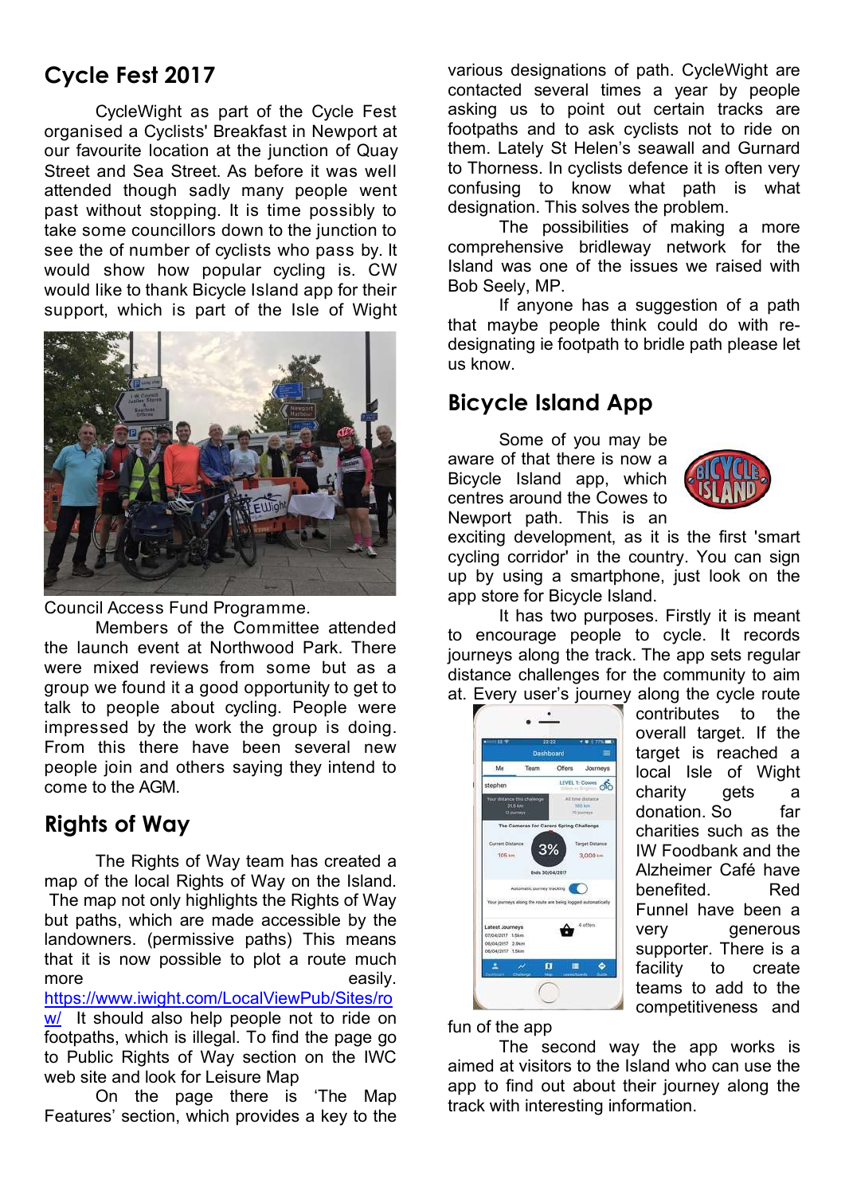## Cycle Fest 2017

CycleWight as part of the Cycle Fest organised a Cyclists' Breakfast in Newport at our favourite location at the junction of Quay Street and Sea Street. As before it was well attended though sadly many people went past without stopping. It is time possibly to take some councillors down to the junction to see the of number of cyclists who pass by. It would show how popular cycling is. CW would like to thank Bicycle Island app for their support, which is part of the Isle of Wight Council Access Fund Programme.

Members of the Committee attended the launch event at Northwood Park. There were mixed reviews from some but as a group we found it a good opportunity to get to talk to people about cycling. People were impressed by the work the group is doing. From this there have been several new people join and others saying they intend to come to the AGM.

## Rights of Way

The Rights of Way team has created a map of the local Rights of Way on the Island. The map not only highlights the Rights of Way but paths, which are made accessible by the landowners. (permissive paths) This means that it is now possible to plot a route much more easily. https://www.iwight.com/LocalViewPub/Sites/row/ It should also help people not to ride on footpaths, which is illegal. To find the page go to Public Rights of Way section on the IWC web site and look for Leisure Map

On the page there is 'The Map Features' section, which provides a key to the various designations of path. CycleWight are contacted several times a year by people asking us to point out certain tracks are footpaths and to ask cyclists not to ride on them. Lately St Helen's seawall and Gurnard to Thorness. In cyclists defence it is often very confusing to know what path is what designation. This solves the problem.

The possibilities of making a more comprehensive bridleway network for the Island was one of the issues we raised with Bob Seely, MP.

If anyone has a suggestion of a path that maybe people think could do with re-designating ie footpath to bridle path please let us know.

## Bicycle Island App

Some of you may be aware of that there is now a Bicycle Island app, which centres around the Cowes to Newport path. This is an exciting development, as it is the first 'smart cycling corridor' in the country. You can sign up by using a smartphone, just look on the app store for Bicycle Island.

It has two purposes. Firstly it is meant to encourage people to cycle. It records journeys along the track. The app sets regular distance challenges for the community to aim at. Every user's journey along the cycle route contributes to the overall target. If the target is reached a local Isle of Wight charity gets a donation. So far charities such as the IW Foodbank and the Alzheimer Café have benefited. Red Funnel have been a very generous supporter. There is a facility to create teams to add to the competitiveness and fun of the app

The second way the app works is aimed at visitors to the Island who can use the app to find out about their journey along the track with interesting information.